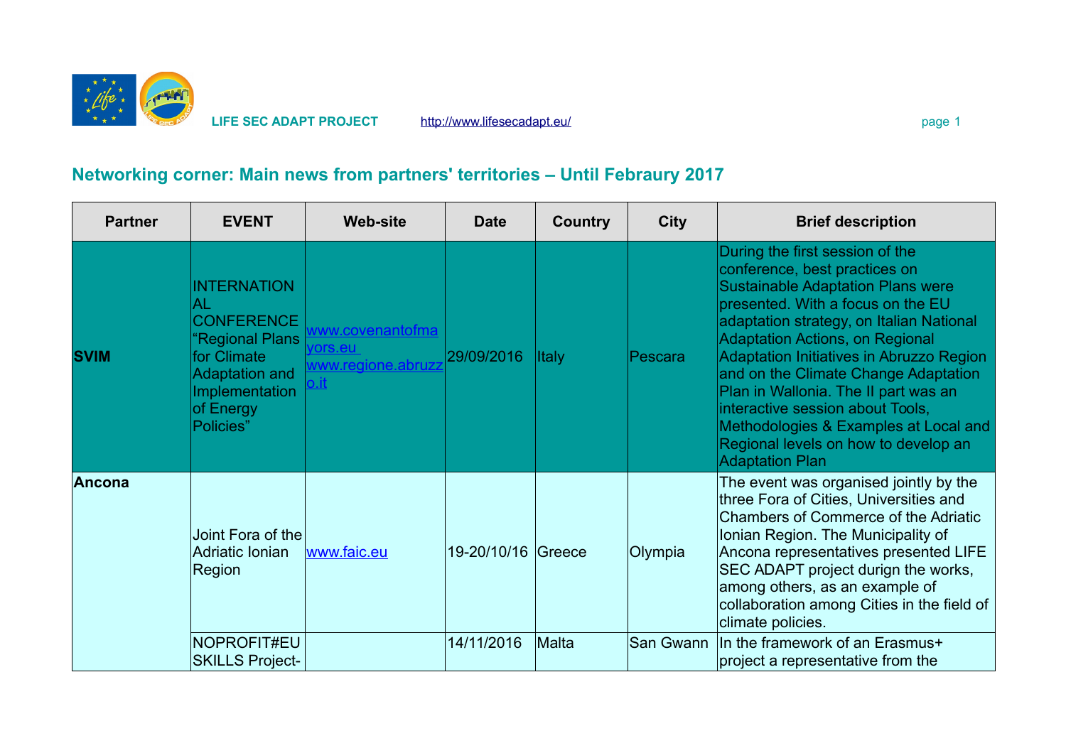## Networking corner: Main news from partners' territories – Until Febraury 2017

| Partner | EVENT | Web-site | Date | Country | City | Brief description |
|---|---|---|---|---|---|---|
| **SVIM** | INTERNATIONAL CONFERENCE "Regional Plans for Climate Adaptation and Implementation of Energy Policies" | www.covenantofmayors.eu www.regione.abruzzo.it | 29/09/2016 | Italy | Pescara | During the first session of the conference, best practices on Sustainable Adaptation Plans were presented. With a focus on the EU adaptation strategy, on Italian National Adaptation Actions, on Regional Adaptation Initiatives in Abruzzo Region and on the Climate Change Adaptation Plan in Wallonia. The II part was an interactive session about Tools, Methodologies & Examples at Local and Regional levels on how to develop an Adaptation Plan |
| **Ancona** | Joint Fora of the Adriatic Ionian Region | www.faic.eu | 19-20/10/16 | Greece | Olympia | The event was organised jointly by the three Fora of Cities, Universities and Chambers of Commerce of the Adriatic Ionian Region. The Municipality of Ancona representatives presented LIFE SEC ADAPT project durign the works, among others, as an example of collaboration among Cities in the field of climate policies. |
| | NOPROFIT#EU SKILLS Project- | | 14/11/2016 | Malta | San Gwann | In the framework of an Erasmus+ project a representative from the |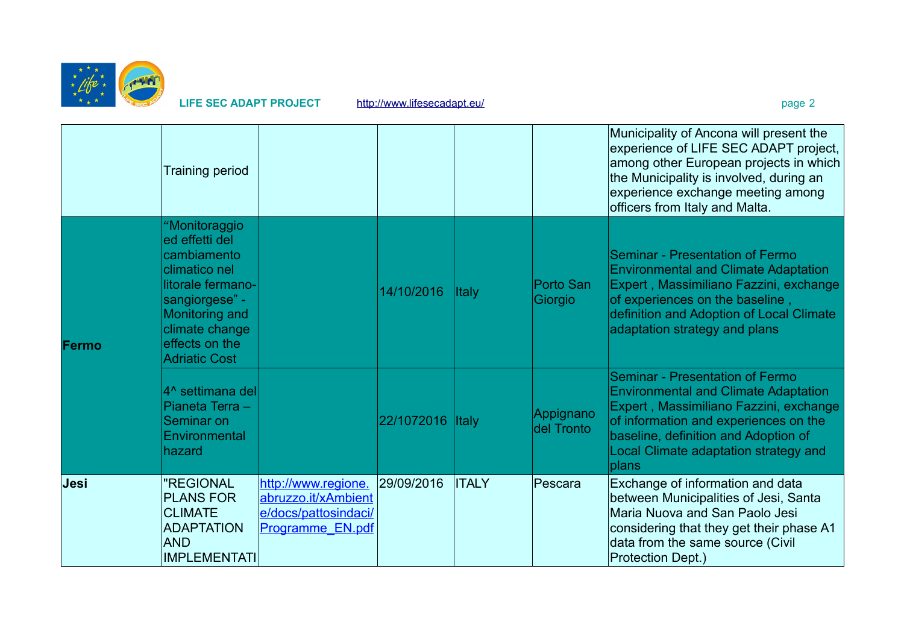| | | | | | | |
|---|---|---|---|---|---|---|
| | Training period | | | | | Municipality of Ancona will present the experience of LIFE SEC ADAPT project, among other European projects in which the Municipality is involved, during an experience exchange meeting among officers from Italy and Malta. |
| **Fermo** | "Monitoraggio ed effetti del cambiamento climatico nel litorale fermano-sangiorgese" - Monitoring and climate change effects on the Adriatic Cost | | 14/10/2016 | Italy | Porto San Giorgio | Seminar - Presentation of Fermo Environmental and Climate Adaptation Expert , Massimiliano Fazzini, exchange of experiences on the baseline , definition and Adoption of Local Climate adaptation strategy and plans |
| | 4^ settimana del Pianeta Terra – Seminar on Environmental hazard | | 22/1072016 | Italy | Appignano del Tronto | Seminar - Presentation of Fermo Environmental and Climate Adaptation Expert , Massimiliano Fazzini, exchange of information and experiences on the baseline, definition and Adoption of Local Climate adaptation strategy and plans |
| **Jesi** | "REGIONAL PLANS FOR CLIMATE ADAPTATION AND IMPLEMENTATI | http://www.regione.abruzzo.it/xAmbiente/docs/pattosindaci/Programme_EN.pdf | 29/09/2016 | ITALY | Pescara | Exchange of information and data between Municipalities of Jesi, Santa Maria Nuova and San Paolo Jesi considering that they get their phase A1 data from the same source (Civil Protection Dept.) |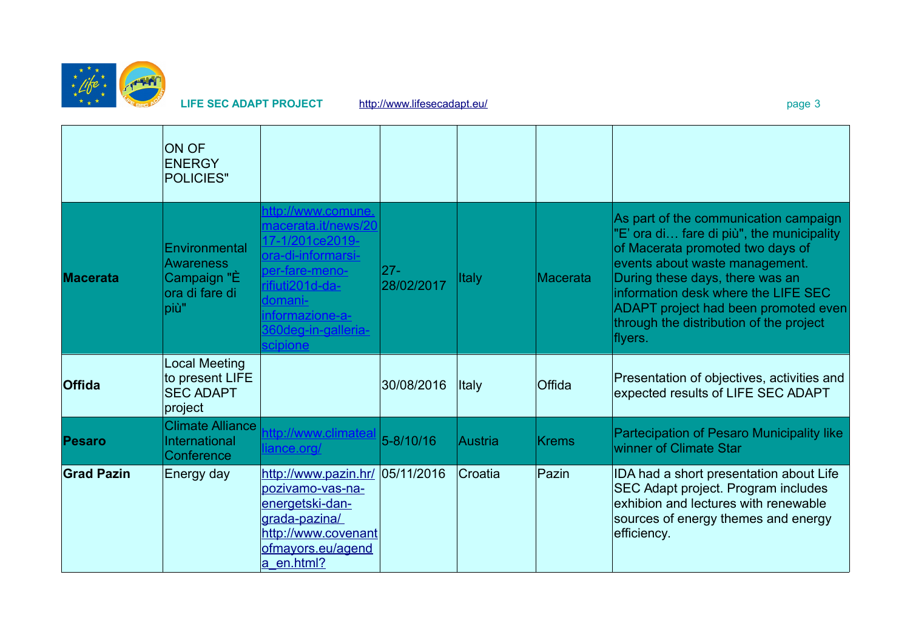| | | | | | | |
|---|---|---|---|---|---|---|
| | ON OF ENERGY POLICIES" | | | | | |
| **Macerata** | Environmental Awareness Campaign "È ora di fare di più" | http://www.comune.macerata.it/news/2017-1/201ce2019-ora-di-informarsi-per-fare-meno-rifiuti201d-da-domani-informazione-a-360deg-in-galleria-scipione | 27-28/02/2017 | Italy | Macerata | As part of the communication campaign "E' ora di… fare di più", the municipality of Macerata promoted two days of events about waste management. During these days, there was an information desk where the LIFE SEC ADAPT project had been promoted even through the distribution of the project flyers. |
| **Offida** | Local Meeting to present LIFE SEC ADAPT project | | 30/08/2016 | Italy | Offida | Presentation of objectives, activities and expected results of LIFE SEC ADAPT |
| **Pesaro** | Climate Alliance International Conference | http://www.climatealliance.org/ | 5-8/10/16 | Austria | Krems | Partecipation of Pesaro Municipality like winner of Climate Star |
| **Grad Pazin** | Energy day | http://www.pazin.hr/pozivamo-vas-na-energetski-dan-grada-pazina/ http://www.covenantofmayors.eu/agenda_en.html? | 05/11/2016 | Croatia | Pazin | IDA had a short presentation about Life SEC Adapt project. Program includes exhibion and lectures with renewable sources of energy themes and energy efficiency. |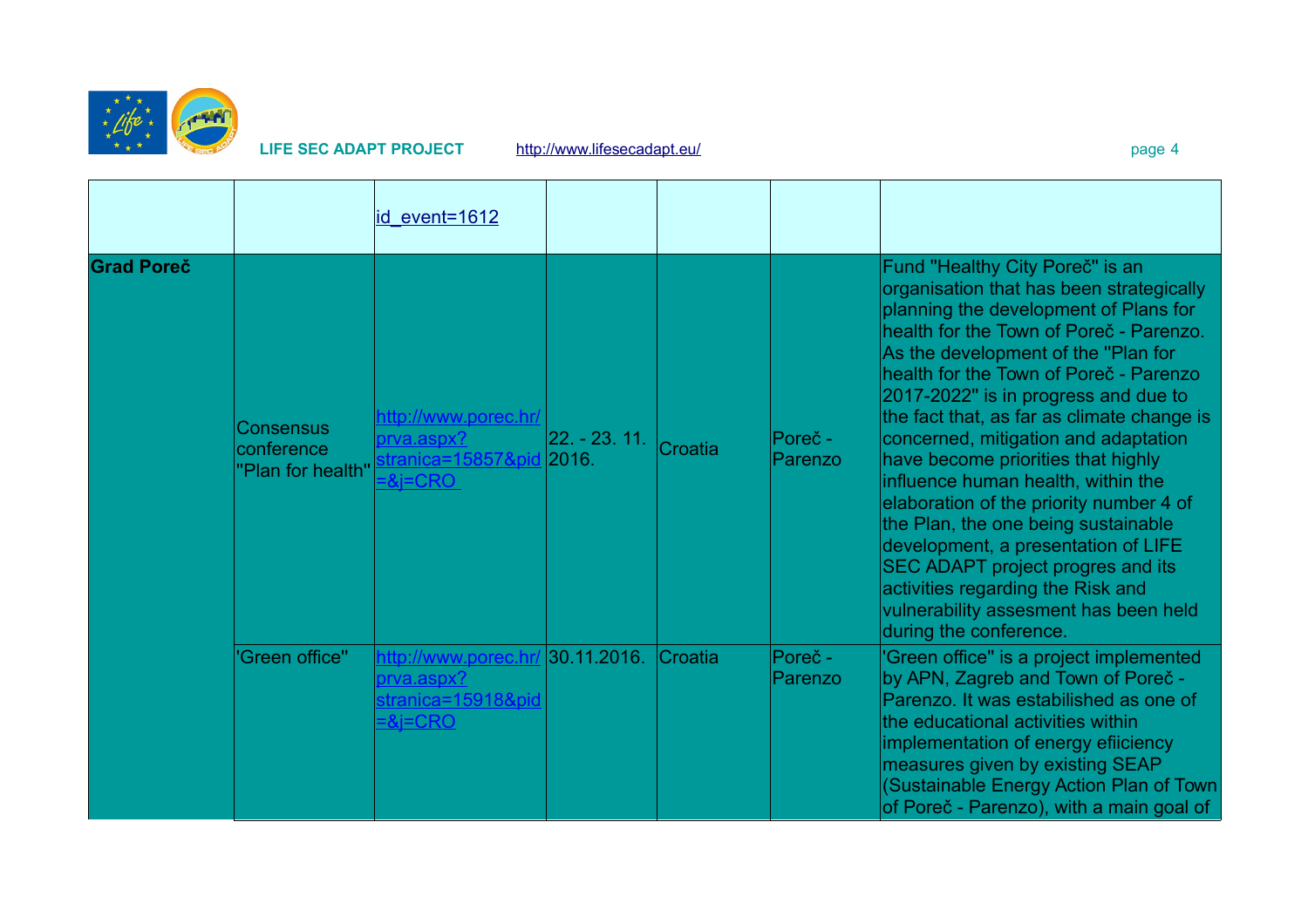| | | | | | | |
|---|---|---|---|---|---|---|
| | | id_event=1612 | | | | |
| **Grad Poreč** | Consensus conference "Plan for health" | http://www.porec.hr/prva.aspx?stranica=15857&pid=&j=CRO | 22. - 23. 11. 2016. | Croatia | Poreč - Parenzo | Fund "Healthy City Poreč" is an organisation that has been strategically planning the development of Plans for health for the Town of Poreč - Parenzo. As the development of the "Plan for health for the Town of Poreč - Parenzo 2017-2022" is in progress and due to the fact that, as far as climate change is concerned, mitigation and adaptation have become priorities that highly influence human health, within the elaboration of the priority number 4 of the Plan, the one being sustainable development, a presentation of LIFE SEC ADAPT project progres and its activities regarding the Risk and vulnerability assesment has been held during the conference. |
| | 'Green office" | http://www.porec.hr/prva.aspx?stranica=15918&pid=&j=CRO | 30.11.2016. | Croatia | Poreč - Parenzo | 'Green office" is a project implemented by APN, Zagreb and Town of Poreč - Parenzo. It was estabilished as one of the educational activities within implementation of energy efiiciency measures given by existing SEAP (Sustainable Energy Action Plan of Town of Poreč - Parenzo), with a main goal of |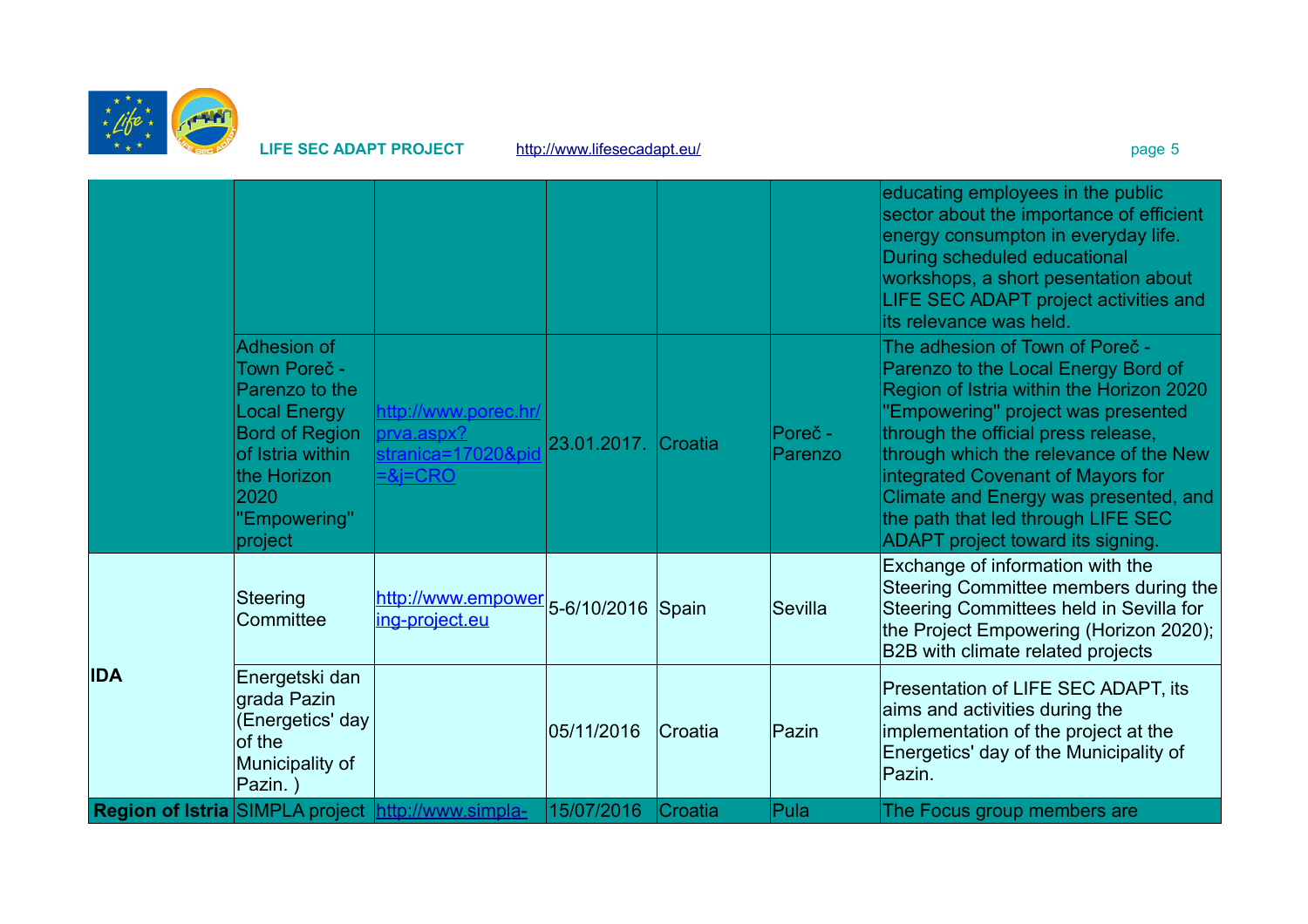| | | | | | | |
|---|---|---|---|---|---|---|
| | | | | | | educating employees in the public sector about the importance of efficient energy consumpton in everyday life. During scheduled educational workshops, a short pesentation about LIFE SEC ADAPT project activities and its relevance was held. |
| | Adhesion of Town Poreč - Parenzo to the Local Energy Bord of Region of Istria within the Horizon 2020 "Empowering" project | http://www.porec.hr/prva.aspx?stranica=17020&pid=&j=CRO | 23.01.2017. | Croatia | Poreč - Parenzo | The adhesion of Town of Poreč - Parenzo to the Local Energy Bord of Region of Istria within the Horizon 2020 "Empowering" project was presented through the official press release, through which the relevance of the New integrated Covenant of Mayors for Climate and Energy was presented, and the path that led through LIFE SEC ADAPT project toward its signing. |
| **IDA** | Steering Committee | http://www.empowering-project.eu | 5-6/10/2016 | Spain | Sevilla | Exchange of information with the Steering Committee members during the Steering Committees held in Sevilla for the Project Empowering (Horizon 2020); B2B with climate related projects |
| | Energetski dan grada Pazin (Energetics' day of the Municipality of Pazin. ) | | 05/11/2016 | Croatia | Pazin | Presentation of LIFE SEC ADAPT, its aims and activities during the implementation of the project at the Energetics' day of the Municipality of Pazin. |
| **Region of Istria** | SIMPLA project | http://www.simpla- | 15/07/2016 | Croatia | Pula | The Focus group members are |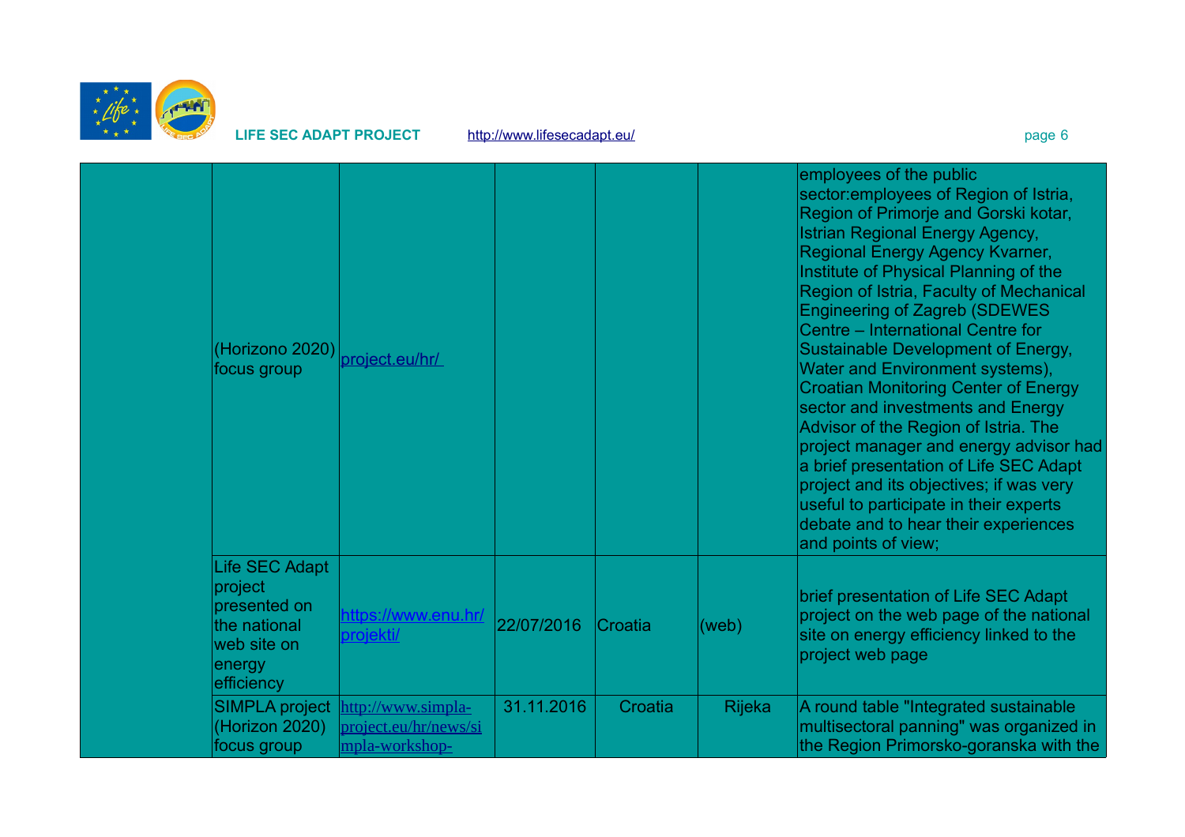| | | | | | | |
|---|---|---|---|---|---|---|
| | (Horizono 2020) focus group | project.eu/hr/ | | | | employees of the public sector:employees of Region of Istria, Region of Primorje and Gorski kotar, Istrian Regional Energy Agency, Regional Energy Agency Kvarner, Institute of Physical Planning of the Region of Istria, Faculty of Mechanical Engineering of Zagreb (SDEWES Centre – International Centre for Sustainable Development of Energy, Water and Environment systems), Croatian Monitoring Center of Energy sector and investments and Energy Advisor of the Region of Istria. The project manager and energy advisor had a brief presentation of Life SEC Adapt project and its objectives; if was very useful to participate in their experts debate and to hear their experiences and points of view; |
| | Life SEC Adapt project presented on the national web site on energy efficiency | https://www.enu.hr/projekti/ | 22/07/2016 | Croatia | (web) | brief presentation of Life SEC Adapt project on the web page of the national site on energy efficiency linked to the project web page |
| | SIMPLA project (Horizon 2020) focus group | http://www.simpla-project.eu/hr/news/simpla-workshop- | 31.11.2016 | Croatia | Rijeka | A round table "Integrated sustainable multisectoral panning" was organized in the Region Primorsko-goranska with the |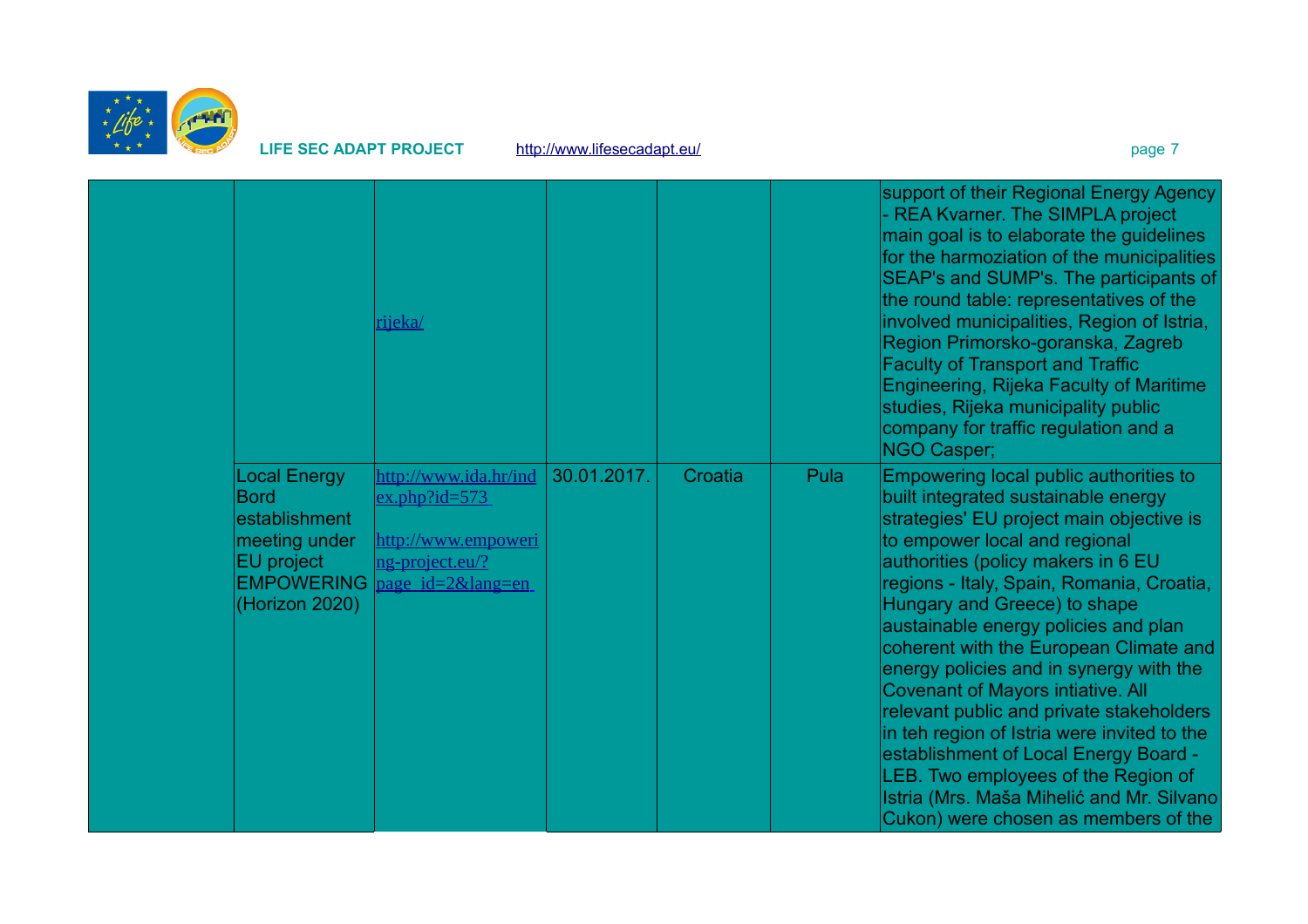| | | | | | | |
|---|---|---|---|---|---|---|
| | | rijeka/ | | | | support of their Regional Energy Agency - REA Kvarner. The SIMPLA project main goal is to elaborate the guidelines for the harmoziation of the municipalities SEAP's and SUMP's. The participants of the round table: representatives of the involved municipalities, Region of Istria, Region Primorsko-goranska, Zagreb Faculty of Transport and Traffic Engineering, Rijeka Faculty of Maritime studies, Rijeka municipality public company for traffic regulation and a NGO Casper; |
| | Local Energy Bord establishment meeting under EU project EMPOWERING (Horizon 2020) | http://www.ida.hr/index.php?id=573 <br><br> http://www.empowering-project.eu/?page_id=2&lang=en | 30.01.2017. | Croatia | Pula | Empowering local public authorities to built integrated sustainable energy strategies' EU project main objective is to empower local and regional authorities (policy makers in 6 EU regions - Italy, Spain, Romania, Croatia, Hungary and Greece) to shape austainable energy policies and plan coherent with the European Climate and energy policies and in synergy with the Covenant of Mayors intiative. All relevant public and private stakeholders in teh region of Istria were invited to the establishment of Local Energy Board - LEB. Two employees of the Region of Istria (Mrs. Maša Mihelić and Mr. Silvano Cukon) were chosen as members of the |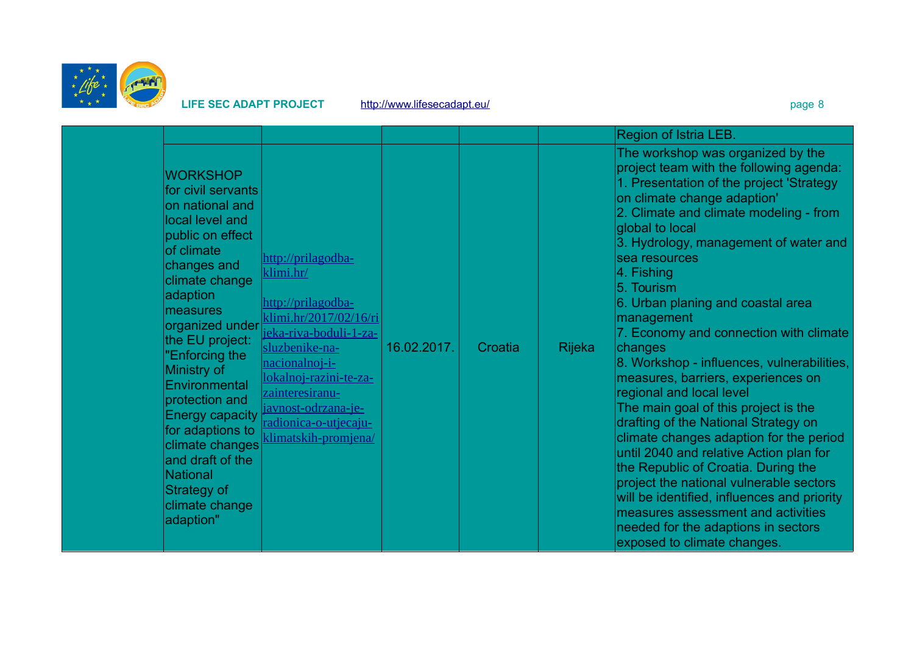| | | | | | | |
|---|---|---|---|---|---|---|
| | | | | | | Region of Istria LEB. |
| | WORKSHOP for civil servants on national and local level and public on effect of climate changes and climate change adaption measures organized under the EU project: "Enforcing the Ministry of Environmental protection and Energy capacity for adaptions to climate changes and draft of the National Strategy of climate change adaption" | http://prilagodba-klimi.hr/ http://prilagodba-klimi.hr/2017/02/16/rijeka-riva-boduli-1-za-sluzbenike-na-nacionalnoj-i-lokalnoj-razini-te-za-zainteresiranu-javnost-odrzana-je-radionica-o-utjecaju-klimatskih-promjena/ | 16.02.2017. | Croatia | Rijeka | The workshop was organized by the project team with the following agenda:<br>1. Presentation of the project 'Strategy on climate change adaption'<br>2. Climate and climate modeling - from global to local<br>3. Hydrology, management of water and sea resources<br>4. Fishing<br>5. Tourism<br>6. Urban planing and coastal area management<br>7. Economy and connection with climate changes<br>8. Workshop - influences, vulnerabilities, measures, barriers, experiences on regional and local level<br>The main goal of this project is the drafting of the National Strategy on climate changes adaption for the period until 2040 and relative Action plan for the Republic of Croatia. During the project the national vulnerable sectors will be identified, influences and priority measures assessment and activities needed for the adaptions in sectors exposed to climate changes. |